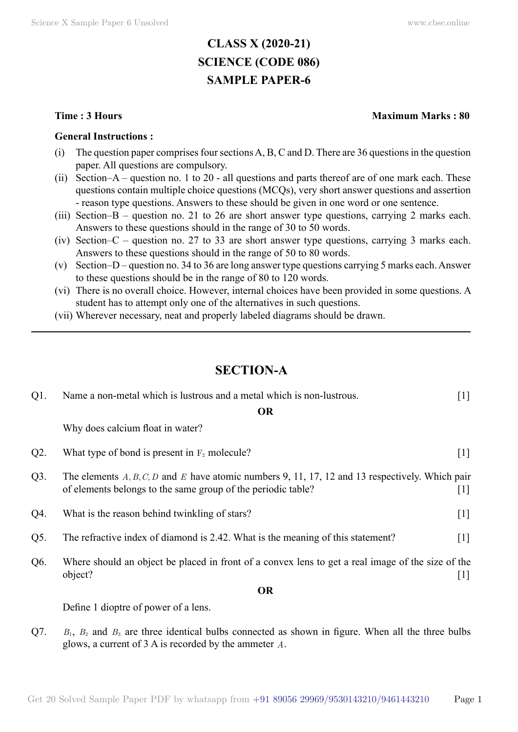# CLASS X (2020-21)
# SCIENCE (CODE 086)
# SAMPLE PAPER-6

**Time : 3 Hours** **Maximum Marks : 80**

**General Instructions :**

(i) The question paper comprises four sections A, B, C and D. There are 36 questions in the question paper. All questions are compulsory.

(ii) Section–A – question no. 1 to 20 - all questions and parts thereof are of one mark each. These questions contain multiple choice questions (MCQs), very short answer questions and assertion - reason type questions. Answers to these should be given in one word or one sentence.

(iii) Section–B – question no. 21 to 26 are short answer type questions, carrying 2 marks each. Answers to these questions should in the range of 30 to 50 words.

(iv) Section–C – question no. 27 to 33 are short answer type questions, carrying 3 marks each. Answers to these questions should in the range of 50 to 80 words.

(v) Section–D – question no. 34 to 36 are long answer type questions carrying 5 marks each. Answer to these questions should be in the range of 80 to 120 words.

(vi) There is no overall choice. However, internal choices have been provided in some questions. A student has to attempt only one of the alternatives in such questions.

(vii) Wherever necessary, neat and properly labeled diagrams should be drawn.

---

## SECTION-A

Q1. Name a non-metal which is lustrous and a metal which is non-lustrous. [1]

**OR**

Why does calcium float in water?

Q2. What type of bond is present in $F_2$ molecule? [1]

Q3. The elements $A, B, C, D$ and $E$ have atomic numbers 9, 11, 17, 12 and 13 respectively. Which pair of elements belongs to the same group of the periodic table? [1]

Q4. What is the reason behind twinkling of stars? [1]

Q5. The refractive index of diamond is 2.42. What is the meaning of this statement? [1]

Q6. Where should an object be placed in front of a convex lens to get a real image of the size of the object? [1]

**OR**

Define 1 dioptre of power of a lens.

Q7. $B_1$, $B_2$ and $B_3$ are three identical bulbs connected as shown in figure. When all the three bulbs glows, a current of 3 A is recorded by the ammeter $A$.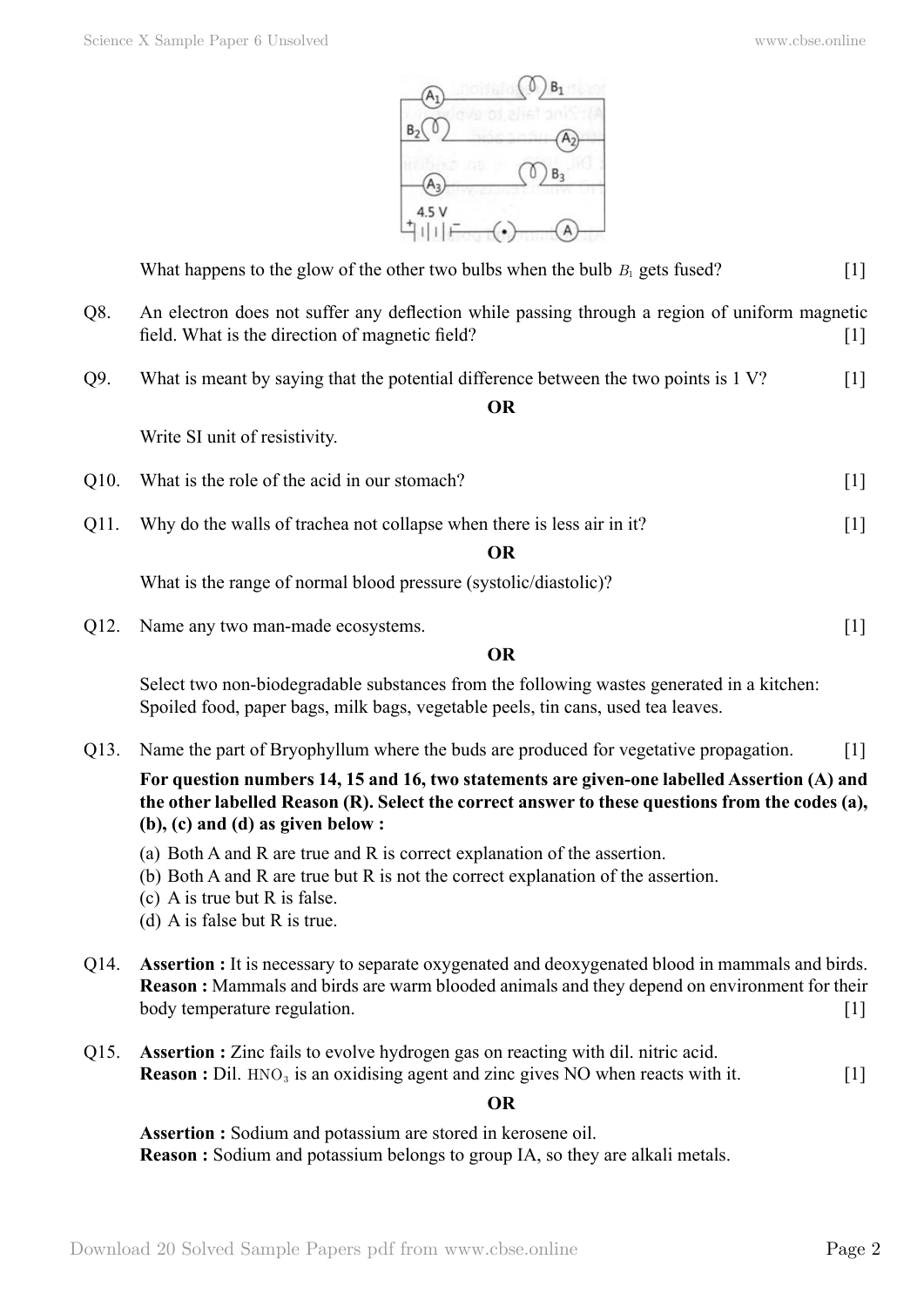What happens to the glow of the other two bulbs when the bulb $B_1$ gets fused? [1]

Q8. An electron does not suffer any deflection while passing through a region of uniform magnetic field. What is the direction of magnetic field? [1]

Q9. What is meant by saying that the potential difference between the two points is 1 V? [1]

**OR**

Write SI unit of resistivity.

Q10. What is the role of the acid in our stomach? [1]

Q11. Why do the walls of trachea not collapse when there is less air in it? [1]

**OR**

What is the range of normal blood pressure (systolic/diastolic)?

Q12. Name any two man-made ecosystems. [1]

**OR**

Select two non-biodegradable substances from the following wastes generated in a kitchen: Spoiled food, paper bags, milk bags, vegetable peels, tin cans, used tea leaves.

Q13. Name the part of Bryophyllum where the buds are produced for vegetative propagation. [1]

**For question numbers 14, 15 and 16, two statements are given-one labelled Assertion (A) and the other labelled Reason (R). Select the correct answer to these questions from the codes (a), (b), (c) and (d) as given below :**

(a) Both A and R are true and R is correct explanation of the assertion.
(b) Both A and R are true but R is not the correct explanation of the assertion.
(c) A is true but R is false.
(d) A is false but R is true.

Q14. **Assertion :** It is necessary to separate oxygenated and deoxygenated blood in mammals and birds.
**Reason :** Mammals and birds are warm blooded animals and they depend on environment for their body temperature regulation. [1]

Q15. **Assertion :** Zinc fails to evolve hydrogen gas on reacting with dil. nitric acid.
**Reason :** Dil. $HNO_3$ is an oxidising agent and zinc gives NO when reacts with it. [1]

**OR**

**Assertion :** Sodium and potassium are stored in kerosene oil.
**Reason :** Sodium and potassium belongs to group IA, so they are alkali metals.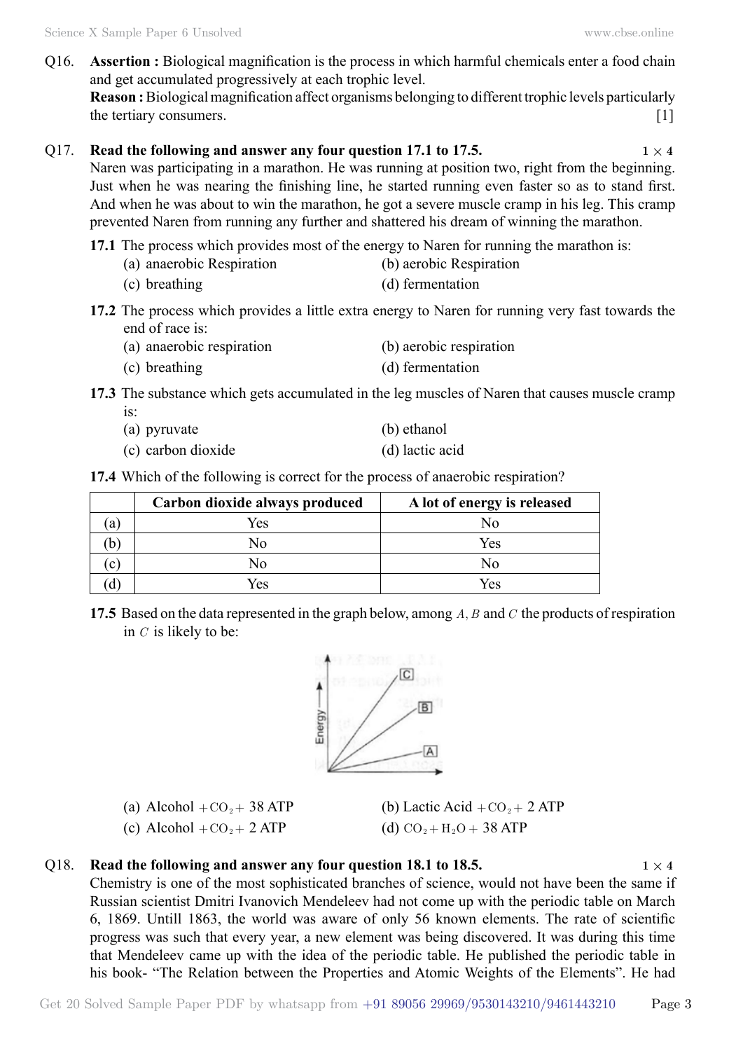Q16. **Assertion :** Biological magnification is the process in which harmful chemicals enter a food chain and get accumulated progressively at each trophic level.
**Reason :** Biological magnification affect organisms belonging to different trophic levels particularly the tertiary consumers. [1]

Q17. **Read the following and answer any four question 17.1 to 17.5.** $1 \times 4$
Naren was participating in a marathon. He was running at position two, right from the beginning. Just when he was nearing the finishing line, he started running even faster so as to stand first. And when he was about to win the marathon, he got a severe muscle cramp in his leg. This cramp prevented Naren from running any further and shattered his dream of winning the marathon.

**17.1** The process which provides most of the energy to Naren for running the marathon is:

(a) anaerobic Respiration
(b) aerobic Respiration
(c) breathing
(d) fermentation

**17.2** The process which provides a little extra energy to Naren for running very fast towards the end of race is:

(a) anaerobic respiration
(b) aerobic respiration
(c) breathing
(d) fermentation

**17.3** The substance which gets accumulated in the leg muscles of Naren that causes muscle cramp is:

(a) pyruvate
(b) ethanol
(c) carbon dioxide
(d) lactic acid

**17.4** Which of the following is correct for the process of anaerobic respiration?

| | Carbon dioxide always produced | A lot of energy is released |
|---|---|---|
| (a) | Yes | No |
| (b) | No | Yes |
| (c) | No | No |
| (d) | Yes | Yes |

**17.5** Based on the data represented in the graph below, among $A, B$ and $C$ the products of respiration in $C$ is likely to be:

(a) Alcohol $+ CO_2 +$ 38 ATP
(b) Lactic Acid $+ CO_2 +$ 2 ATP
(c) Alcohol $+ CO_2 +$ 2 ATP
(d) $CO_2 + H_2O +$ 38 ATP

Q18. **Read the following and answer any four question 18.1 to 18.5.** $1 \times 4$
Chemistry is one of the most sophisticated branches of science, would not have been the same if Russian scientist Dmitri Ivanovich Mendeleev had not come up with the periodic table on March 6, 1869. Untill 1863, the world was aware of only 56 known elements. The rate of scientific progress was such that every year, a new element was being discovered. It was during this time that Mendeleev came up with the idea of the periodic table. He published the periodic table in his book- "The Relation between the Properties and Atomic Weights of the Elements". He had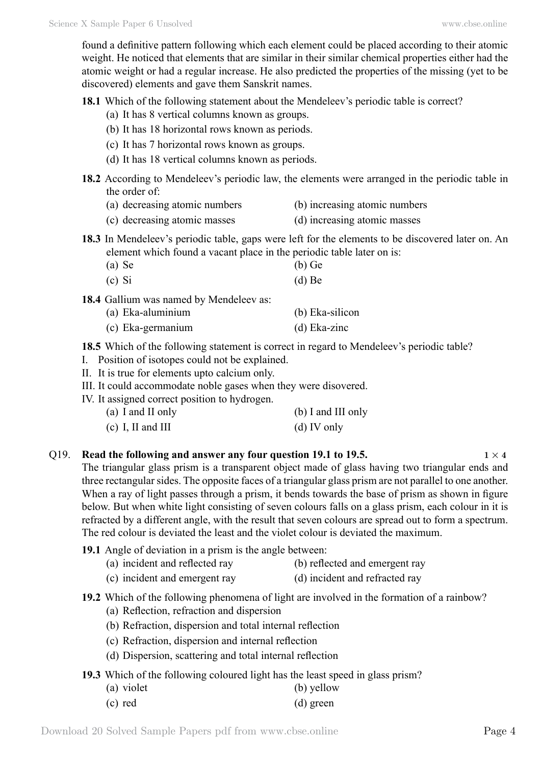found a definitive pattern following which each element could be placed according to their atomic weight. He noticed that elements that are similar in their similar chemical properties either had the atomic weight or had a regular increase. He also predicted the properties of the missing (yet to be discovered) elements and gave them Sanskrit names.

**18.1** Which of the following statement about the Mendeleev's periodic table is correct?

(a) It has 8 vertical columns known as groups.

(b) It has 18 horizontal rows known as periods.

(c) It has 7 horizontal rows known as groups.

(d) It has 18 vertical columns known as periods.

**18.2** According to Mendeleev's periodic law, the elements were arranged in the periodic table in the order of:

(a) decreasing atomic numbers
(b) increasing atomic numbers
(c) decreasing atomic masses
(d) increasing atomic masses

**18.3** In Mendeleev's periodic table, gaps were left for the elements to be discovered later on. An element which found a vacant place in the periodic table later on is:

(a) Se
(b) Ge
(c) Si
(d) Be

**18.4** Gallium was named by Mendeleev as:

(a) Eka-aluminium
(b) Eka-silicon
(c) Eka-germanium
(d) Eka-zinc

**18.5** Which of the following statement is correct in regard to Mendeleev's periodic table?

I. Position of isotopes could not be explained.

II. It is true for elements upto calcium only.

III. It could accommodate noble gases when they were disovered.

IV. It assigned correct position to hydrogen.

(a) I and II only
(b) I and III only
(c) I, II and III
(d) IV only

Q19. **Read the following and answer any four question 19.1 to 19.5.** **$1 \times 4$**

The triangular glass prism is a transparent object made of glass having two triangular ends and three rectangular sides. The opposite faces of a triangular glass prism are not parallel to one another. When a ray of light passes through a prism, it bends towards the base of prism as shown in figure below. But when white light consisting of seven colours falls on a glass prism, each colour in it is refracted by a different angle, with the result that seven colours are spread out to form a spectrum. The red colour is deviated the least and the violet colour is deviated the maximum.

**19.1** Angle of deviation in a prism is the angle between:

(a) incident and reflected ray
(b) reflected and emergent ray
(c) incident and emergent ray
(d) incident and refracted ray

**19.2** Which of the following phenomena of light are involved in the formation of a rainbow?

(a) Reflection, refraction and dispersion

(b) Refraction, dispersion and total internal reflection

(c) Refraction, dispersion and internal reflection

(d) Dispersion, scattering and total internal reflection

**19.3** Which of the following coloured light has the least speed in glass prism?

(a) violet
(b) yellow
(c) red
(d) green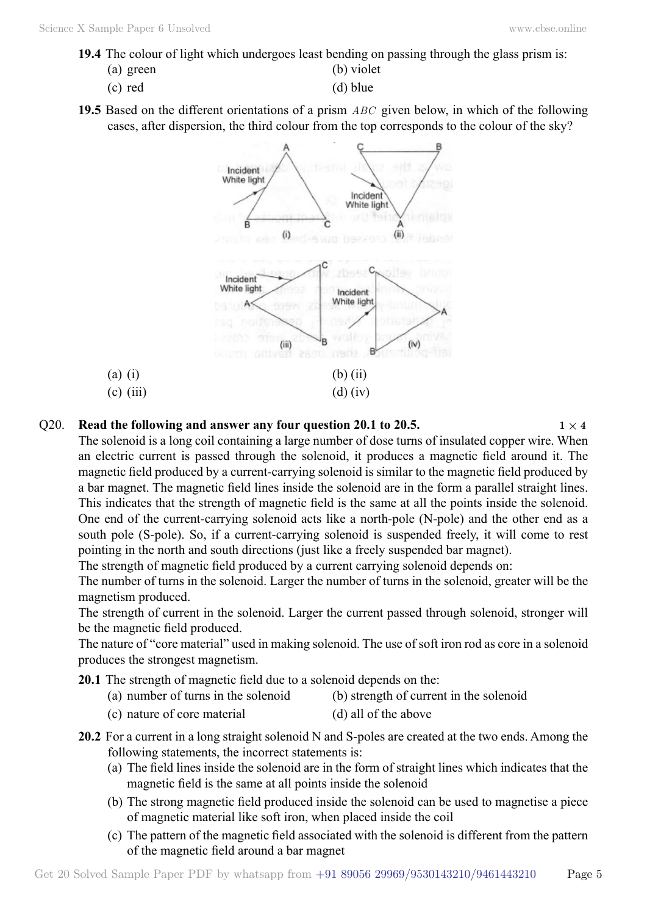**19.4** The colour of light which undergoes least bending on passing through the glass prism is:

(a) green
(b) violet
(c) red
(d) blue

**19.5** Based on the different orientations of a prism $ABC$ given below, in which of the following cases, after dispersion, the third colour from the top corresponds to the colour of the sky?

(a) (i)
(b) (ii)
(c) (iii)
(d) (iv)

**Q20. Read the following and answer any four question 20.1 to 20.5.** $1 \times 4$

The solenoid is a long coil containing a large number of dose turns of insulated copper wire. When an electric current is passed through the solenoid, it produces a magnetic field around it. The magnetic field produced by a current-carrying solenoid is similar to the magnetic field produced by a bar magnet. The magnetic field lines inside the solenoid are in the form a parallel straight lines. This indicates that the strength of magnetic field is the same at all the points inside the solenoid. One end of the current-carrying solenoid acts like a north-pole (N-pole) and the other end as a south pole (S-pole). So, if a current-carrying solenoid is suspended freely, it will come to rest pointing in the north and south directions (just like a freely suspended bar magnet).

The strength of magnetic field produced by a current carrying solenoid depends on:

The number of turns in the solenoid. Larger the number of turns in the solenoid, greater will be the magnetism produced.

The strength of current in the solenoid. Larger the current passed through solenoid, stronger will be the magnetic field produced.

The nature of "core material" used in making solenoid. The use of soft iron rod as core in a solenoid produces the strongest magnetism.

**20.1** The strength of magnetic field due to a solenoid depends on the:

(a) number of turns in the solenoid
(b) strength of current in the solenoid
(c) nature of core material
(d) all of the above

**20.2** For a current in a long straight solenoid N and S-poles are created at the two ends. Among the following statements, the incorrect statements is:

(a) The field lines inside the solenoid are in the form of straight lines which indicates that the magnetic field is the same at all points inside the solenoid
(b) The strong magnetic field produced inside the solenoid can be used to magnetise a piece of magnetic material like soft iron, when placed inside the coil
(c) The pattern of the magnetic field associated with the solenoid is different from the pattern of the magnetic field around a bar magnet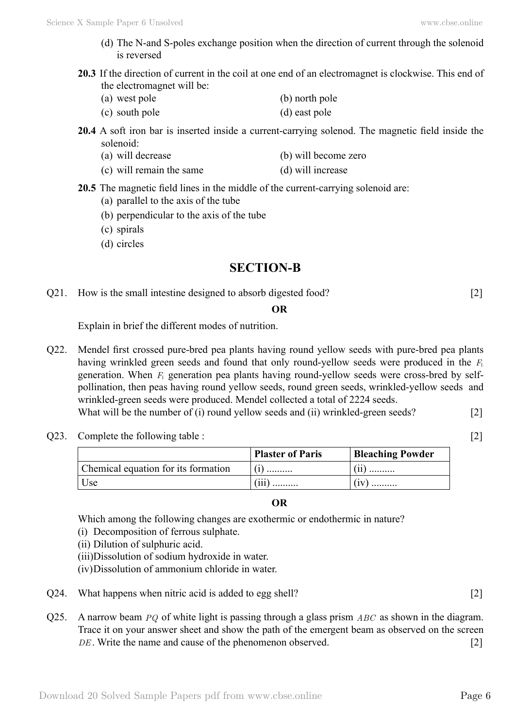(d) The N-and S-poles exchange position when the direction of current through the solenoid is reversed

**20.3** If the direction of current in the coil at one end of an electromagnet is clockwise. This end of the electromagnet will be:

(a) west pole
(b) north pole
(c) south pole
(d) east pole

**20.4** A soft iron bar is inserted inside a current-carrying solenod. The magnetic field inside the solenoid:

(a) will decrease
(b) will become zero
(c) will remain the same
(d) will increase

**20.5** The magnetic field lines in the middle of the current-carrying solenoid are:

(a) parallel to the axis of the tube
(b) perpendicular to the axis of the tube
(c) spirals
(d) circles

## SECTION-B

Q21. How is the small intestine designed to absorb digested food? [2]

**OR**

Explain in brief the different modes of nutrition.

Q22. Mendel first crossed pure-bred pea plants having round yellow seeds with pure-bred pea plants having wrinkled green seeds and found that only round-yellow seeds were produced in the $F_1$ generation. When $F_1$ generation pea plants having round-yellow seeds were cross-bred by self-pollination, then peas having round yellow seeds, round green seeds, wrinkled-yellow seeds and wrinkled-green seeds were produced. Mendel collected a total of 2224 seeds.
What will be the number of (i) round yellow seeds and (ii) wrinkled-green seeds? [2]

Q23. Complete the following table : [2]

| | **Plaster of Paris** | **Bleaching Powder** |
|---|---|---|
| Chemical equation for its formation | (i) .......... | (ii) .......... |
| Use | (iii) .......... | (iv) .......... |

**OR**

Which among the following changes are exothermic or endothermic in nature?

(i) Decomposition of ferrous sulphate.
(ii) Dilution of sulphuric acid.
(iii) Dissolution of sodium hydroxide in water.
(iv) Dissolution of ammonium chloride in water.

Q24. What happens when nitric acid is added to egg shell? [2]

Q25. A narrow beam $PQ$ of white light is passing through a glass prism $ABC$ as shown in the diagram. Trace it on your answer sheet and show the path of the emergent beam as observed on the screen $DE$. Write the name and cause of the phenomenon observed. [2]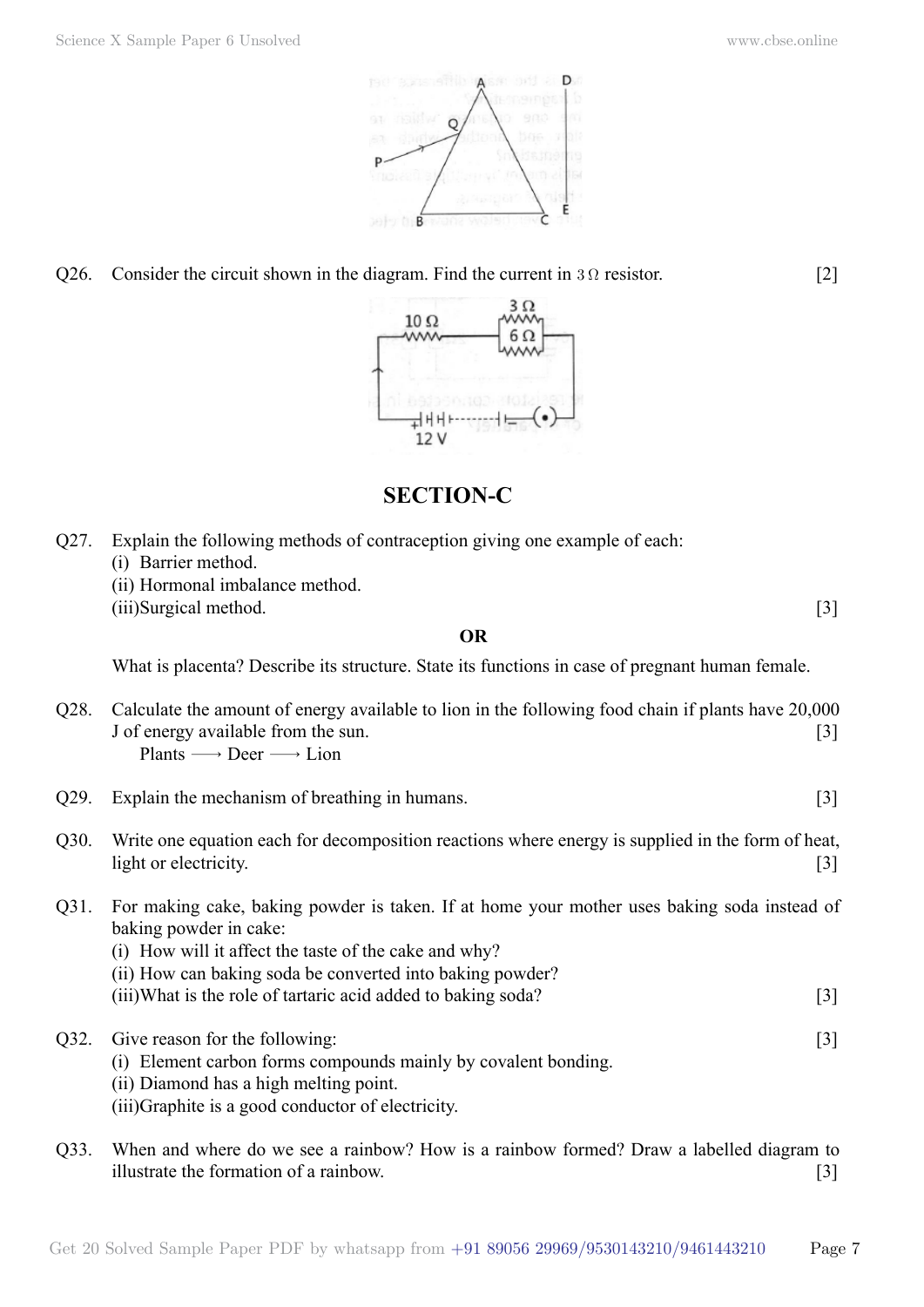Q26. Consider the circuit shown in the diagram. Find the current in $3\,\Omega$ resistor. [2]

## SECTION-C

Q27. Explain the following methods of contraception giving one example of each:

(i) Barrier method.

(ii) Hormonal imbalance method.

(iii) Surgical method. [3]

**OR**

What is placenta? Describe its structure. State its functions in case of pregnant human female.

Q28. Calculate the amount of energy available to lion in the following food chain if plants have 20,000 J of energy available from the sun. [3]

Plants $\longrightarrow$ Deer $\longrightarrow$ Lion

Q29. Explain the mechanism of breathing in humans. [3]

Q30. Write one equation each for decomposition reactions where energy is supplied in the form of heat, light or electricity. [3]

Q31. For making cake, baking powder is taken. If at home your mother uses baking soda instead of baking powder in cake:

(i) How will it affect the taste of the cake and why?

(ii) How can baking soda be converted into baking powder?

(iii) What is the role of tartaric acid added to baking soda? [3]

Q32. Give reason for the following: [3]

(i) Element carbon forms compounds mainly by covalent bonding.

(ii) Diamond has a high melting point.

(iii) Graphite is a good conductor of electricity.

Q33. When and where do we see a rainbow? How is a rainbow formed? Draw a labelled diagram to illustrate the formation of a rainbow. [3]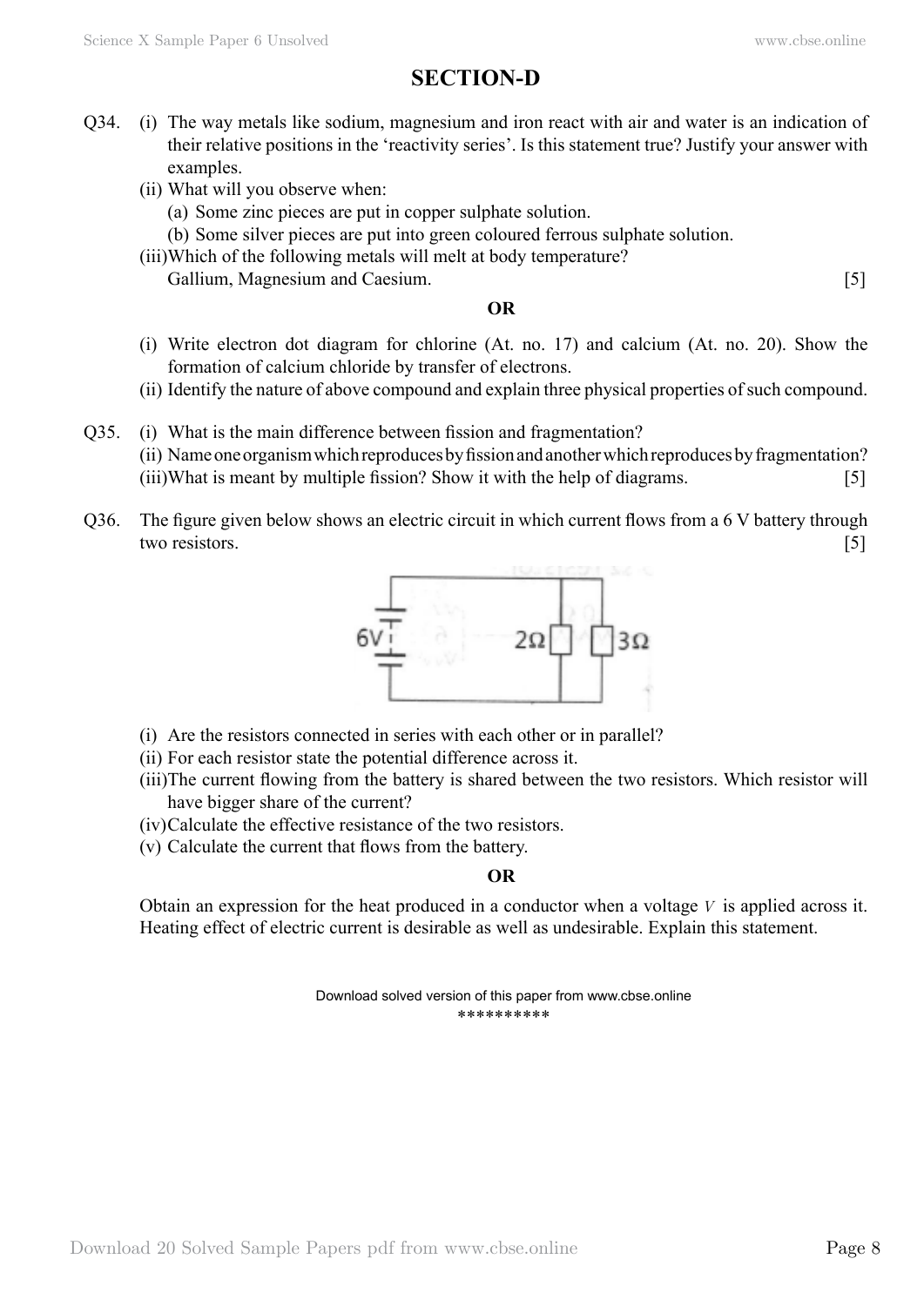## SECTION-D

Q34. (i) The way metals like sodium, magnesium and iron react with air and water is an indication of their relative positions in the 'reactivity series'. Is this statement true? Justify your answer with examples.

(ii) What will you observe when:

(a) Some zinc pieces are put in copper sulphate solution.

(b) Some silver pieces are put into green coloured ferrous sulphate solution.

(iii) Which of the following metals will melt at body temperature?
Gallium, Magnesium and Caesium. [5]

**OR**

(i) Write electron dot diagram for chlorine (At. no. 17) and calcium (At. no. 20). Show the formation of calcium chloride by transfer of electrons.

(ii) Identify the nature of above compound and explain three physical properties of such compound.

Q35. (i) What is the main difference between fission and fragmentation?

(ii) Name one organism which reproduces by fission and another which reproduces by fragmentation?

(iii) What is meant by multiple fission? Show it with the help of diagrams. [5]

Q36. The figure given below shows an electric circuit in which current flows from a 6 V battery through two resistors. [5]

6V
2Ω
3Ω

(i) Are the resistors connected in series with each other or in parallel?

(ii) For each resistor state the potential difference across it.

(iii) The current flowing from the battery is shared between the two resistors. Which resistor will have bigger share of the current?

(iv) Calculate the effective resistance of the two resistors.

(v) Calculate the current that flows from the battery.

**OR**

Obtain an expression for the heat produced in a conductor when a voltage $V$ is applied across it. Heating effect of electric current is desirable as well as undesirable. Explain this statement.

Download solved version of this paper from www.cbse.online

**********